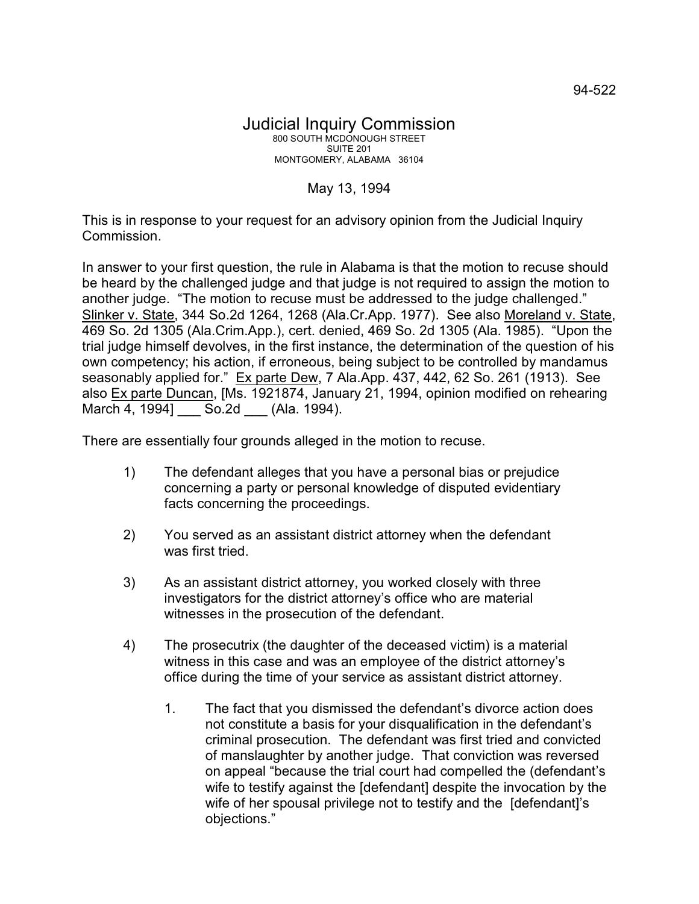94-522

# Judicial Inquiry Commission

800 SOUTH MCDONOUGH STREET
SUITE 201
MONTGOMERY, ALABAMA 36104

May 13, 1994

This is in response to your request for an advisory opinion from the Judicial Inquiry Commission.

In answer to your first question, the rule in Alabama is that the motion to recuse should be heard by the challenged judge and that judge is not required to assign the motion to another judge. "The motion to recuse must be addressed to the judge challenged." Slinker v. State, 344 So.2d 1264, 1268 (Ala.Cr.App. 1977). See also Moreland v. State, 469 So. 2d 1305 (Ala.Crim.App.), cert. denied, 469 So. 2d 1305 (Ala. 1985). "Upon the trial judge himself devolves, in the first instance, the determination of the question of his own competency; his action, if erroneous, being subject to be controlled by mandamus seasonably applied for." Ex parte Dew, 7 Ala.App. 437, 442, 62 So. 261 (1913). See also Ex parte Duncan, [Ms. 1921874, January 21, 1994, opinion modified on rehearing March 4, 1994] ___ So.2d ___ (Ala. 1994).

There are essentially four grounds alleged in the motion to recuse.

1) The defendant alleges that you have a personal bias or prejudice concerning a party or personal knowledge of disputed evidentiary facts concerning the proceedings.

2) You served as an assistant district attorney when the defendant was first tried.

3) As an assistant district attorney, you worked closely with three investigators for the district attorney's office who are material witnesses in the prosecution of the defendant.

4) The prosecutrix (the daughter of the deceased victim) is a material witness in this case and was an employee of the district attorney's office during the time of your service as assistant district attorney.

    1. The fact that you dismissed the defendant's divorce action does not constitute a basis for your disqualification in the defendant's criminal prosecution. The defendant was first tried and convicted of manslaughter by another judge. That conviction was reversed on appeal "because the trial court had compelled the (defendant's wife to testify against the [defendant] despite the invocation by the wife of her spousal privilege not to testify and the [defendant]'s objections."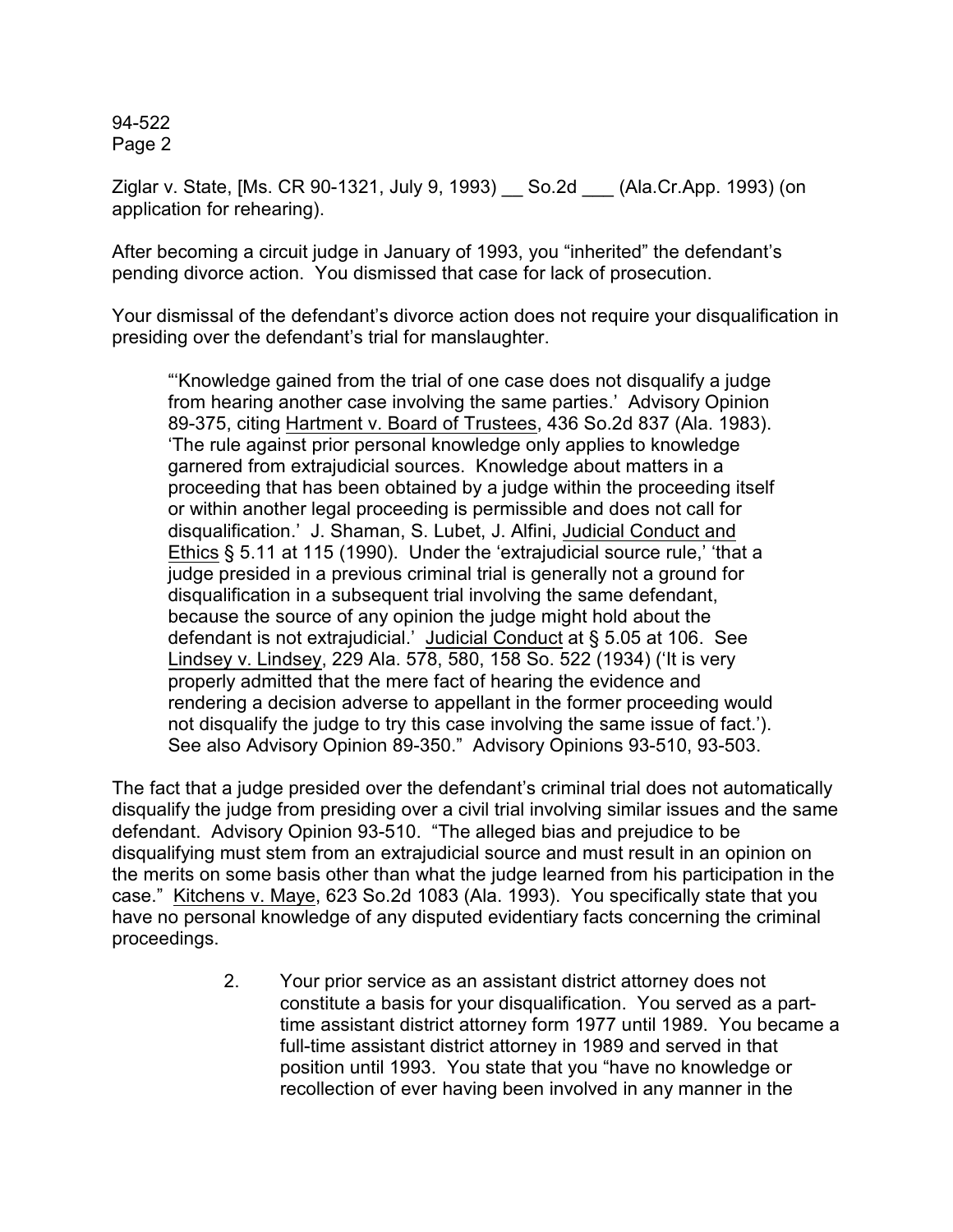Ziglar v. State, [Ms. CR 90-1321, July 9, 1993) __ So.2d ___ (Ala.Cr.App. 1993) (on application for rehearing).

After becoming a circuit judge in January of 1993, you "inherited" the defendant's pending divorce action. You dismissed that case for lack of prosecution.

Your dismissal of the defendant's divorce action does not require your disqualification in presiding over the defendant's trial for manslaughter.

> "'Knowledge gained from the trial of one case does not disqualify a judge from hearing another case involving the same parties.' Advisory Opinion 89-375, citing Hartment v. Board of Trustees, 436 So.2d 837 (Ala. 1983). 'The rule against prior personal knowledge only applies to knowledge garnered from extrajudicial sources. Knowledge about matters in a proceeding that has been obtained by a judge within the proceeding itself or within another legal proceeding is permissible and does not call for disqualification.' J. Shaman, S. Lubet, J. Alfini, Judicial Conduct and Ethics § 5.11 at 115 (1990). Under the 'extrajudicial source rule,' 'that a judge presided in a previous criminal trial is generally not a ground for disqualification in a subsequent trial involving the same defendant, because the source of any opinion the judge might hold about the defendant is not extrajudicial.' Judicial Conduct at § 5.05 at 106. See Lindsey v. Lindsey, 229 Ala. 578, 580, 158 So. 522 (1934) ('It is very properly admitted that the mere fact of hearing the evidence and rendering a decision adverse to appellant in the former proceeding would not disqualify the judge to try this case involving the same issue of fact.'). See also Advisory Opinion 89-350." Advisory Opinions 93-510, 93-503.

The fact that a judge presided over the defendant's criminal trial does not automatically disqualify the judge from presiding over a civil trial involving similar issues and the same defendant. Advisory Opinion 93-510. "The alleged bias and prejudice to be disqualifying must stem from an extrajudicial source and must result in an opinion on the merits on some basis other than what the judge learned from his participation in the case." Kitchens v. Maye, 623 So.2d 1083 (Ala. 1993). You specifically state that you have no personal knowledge of any disputed evidentiary facts concerning the criminal proceedings.

2. Your prior service as an assistant district attorney does not constitute a basis for your disqualification. You served as a part-time assistant district attorney form 1977 until 1989. You became a full-time assistant district attorney in 1989 and served in that position until 1993. You state that you "have no knowledge or recollection of ever having been involved in any manner in the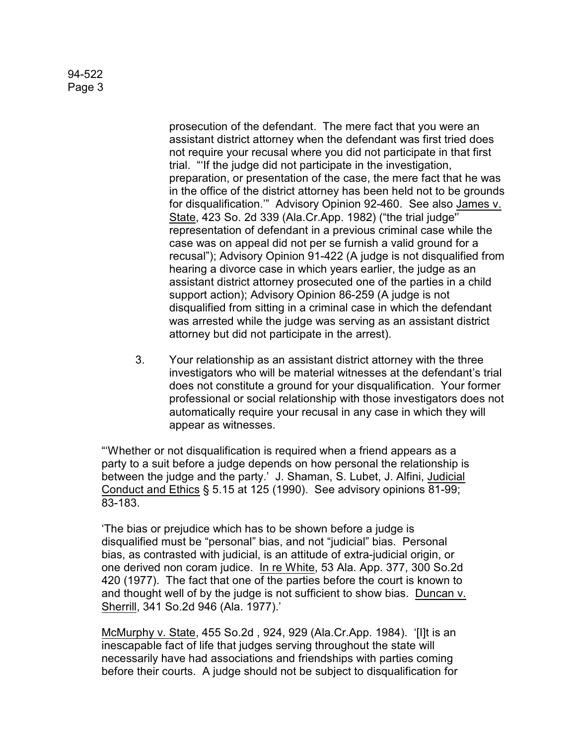prosecution of the defendant. The mere fact that you were an assistant district attorney when the defendant was first tried does not require your recusal where you did not participate in that first trial. "'If the judge did not participate in the investigation, preparation, or presentation of the case, the mere fact that he was in the office of the district attorney has been held not to be grounds for disqualification.'" Advisory Opinion 92-460. See also James v. State, 423 So. 2d 339 (Ala.Cr.App. 1982) ("the trial judge" representation of defendant in a previous criminal case while the case was on appeal did not per se furnish a valid ground for a recusal"); Advisory Opinion 91-422 (A judge is not disqualified from hearing a divorce case in which years earlier, the judge as an assistant district attorney prosecuted one of the parties in a child support action); Advisory Opinion 86-259 (A judge is not disqualified from sitting in a criminal case in which the defendant was arrested while the judge was serving as an assistant district attorney but did not participate in the arrest).

3. Your relationship as an assistant district attorney with the three investigators who will be material witnesses at the defendant's trial does not constitute a ground for your disqualification. Your former professional or social relationship with those investigators does not automatically require your recusal in any case in which they will appear as witnesses.

"'Whether or not disqualification is required when a friend appears as a party to a suit before a judge depends on how personal the relationship is between the judge and the party.' J. Shaman, S. Lubet, J. Alfini, Judicial Conduct and Ethics § 5.15 at 125 (1990). See advisory opinions 81-99; 83-183.

'The bias or prejudice which has to be shown before a judge is disqualified must be "personal" bias, and not "judicial" bias. Personal bias, as contrasted with judicial, is an attitude of extra-judicial origin, or one derived non coram judice. In re White, 53 Ala. App. 377, 300 So.2d 420 (1977). The fact that one of the parties before the court is known to and thought well of by the judge is not sufficient to show bias. Duncan v. Sherrill, 341 So.2d 946 (Ala. 1977).'

McMurphy v. State, 455 So.2d , 924, 929 (Ala.Cr.App. 1984). '[I]t is an inescapable fact of life that judges serving throughout the state will necessarily have had associations and friendships with parties coming before their courts. A judge should not be subject to disqualification for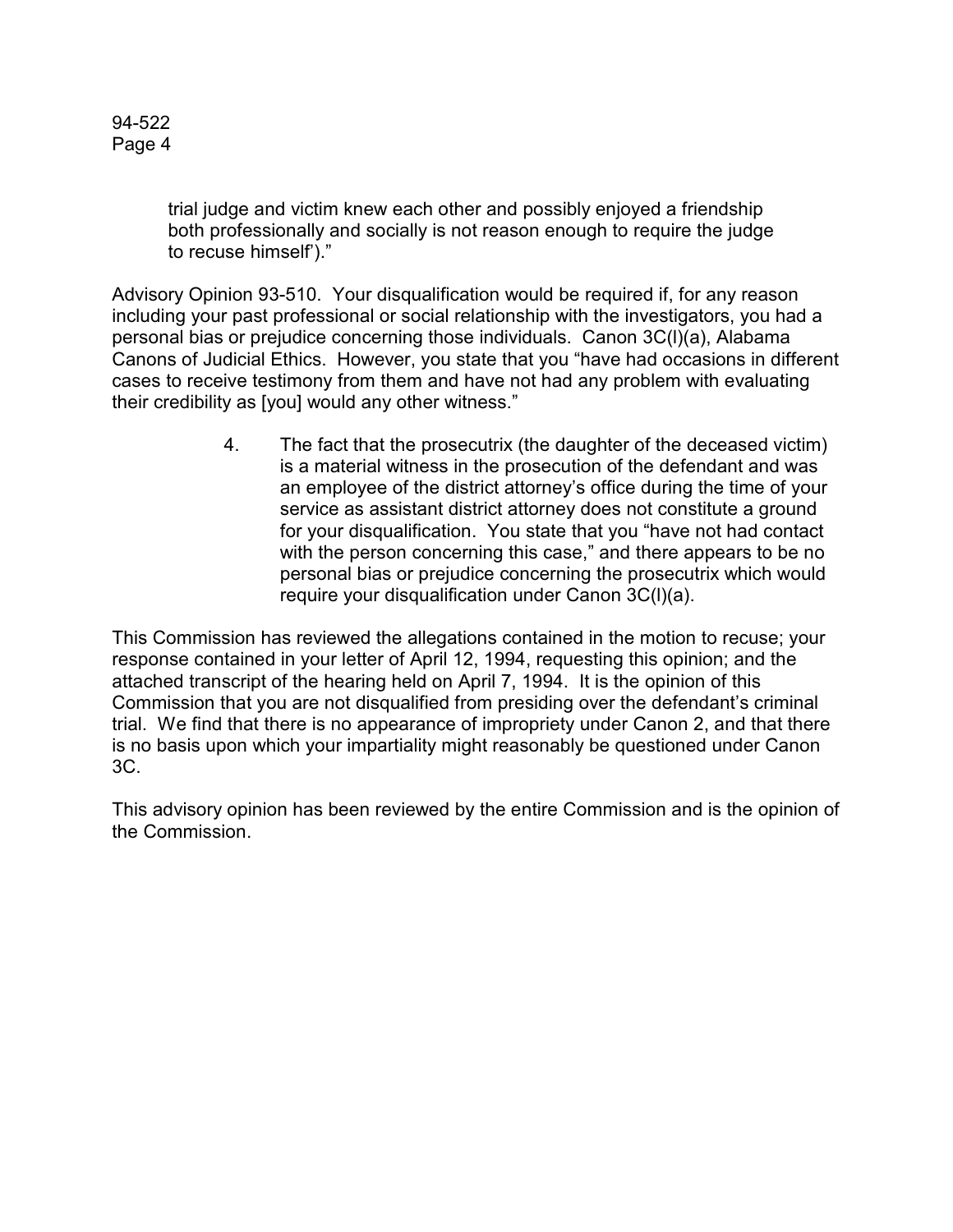trial judge and victim knew each other and possibly enjoyed a friendship both professionally and socially is not reason enough to require the judge to recuse himself')."

Advisory Opinion 93-510. Your disqualification would be required if, for any reason including your past professional or social relationship with the investigators, you had a personal bias or prejudice concerning those individuals. Canon 3C(l)(a), Alabama Canons of Judicial Ethics. However, you state that you "have had occasions in different cases to receive testimony from them and have not had any problem with evaluating their credibility as [you] would any other witness."

4. The fact that the prosecutrix (the daughter of the deceased victim) is a material witness in the prosecution of the defendant and was an employee of the district attorney's office during the time of your service as assistant district attorney does not constitute a ground for your disqualification. You state that you "have not had contact with the person concerning this case," and there appears to be no personal bias or prejudice concerning the prosecutrix which would require your disqualification under Canon 3C(l)(a).

This Commission has reviewed the allegations contained in the motion to recuse; your response contained in your letter of April 12, 1994, requesting this opinion; and the attached transcript of the hearing held on April 7, 1994. It is the opinion of this Commission that you are not disqualified from presiding over the defendant's criminal trial. We find that there is no appearance of impropriety under Canon 2, and that there is no basis upon which your impartiality might reasonably be questioned under Canon 3C.

This advisory opinion has been reviewed by the entire Commission and is the opinion of the Commission.